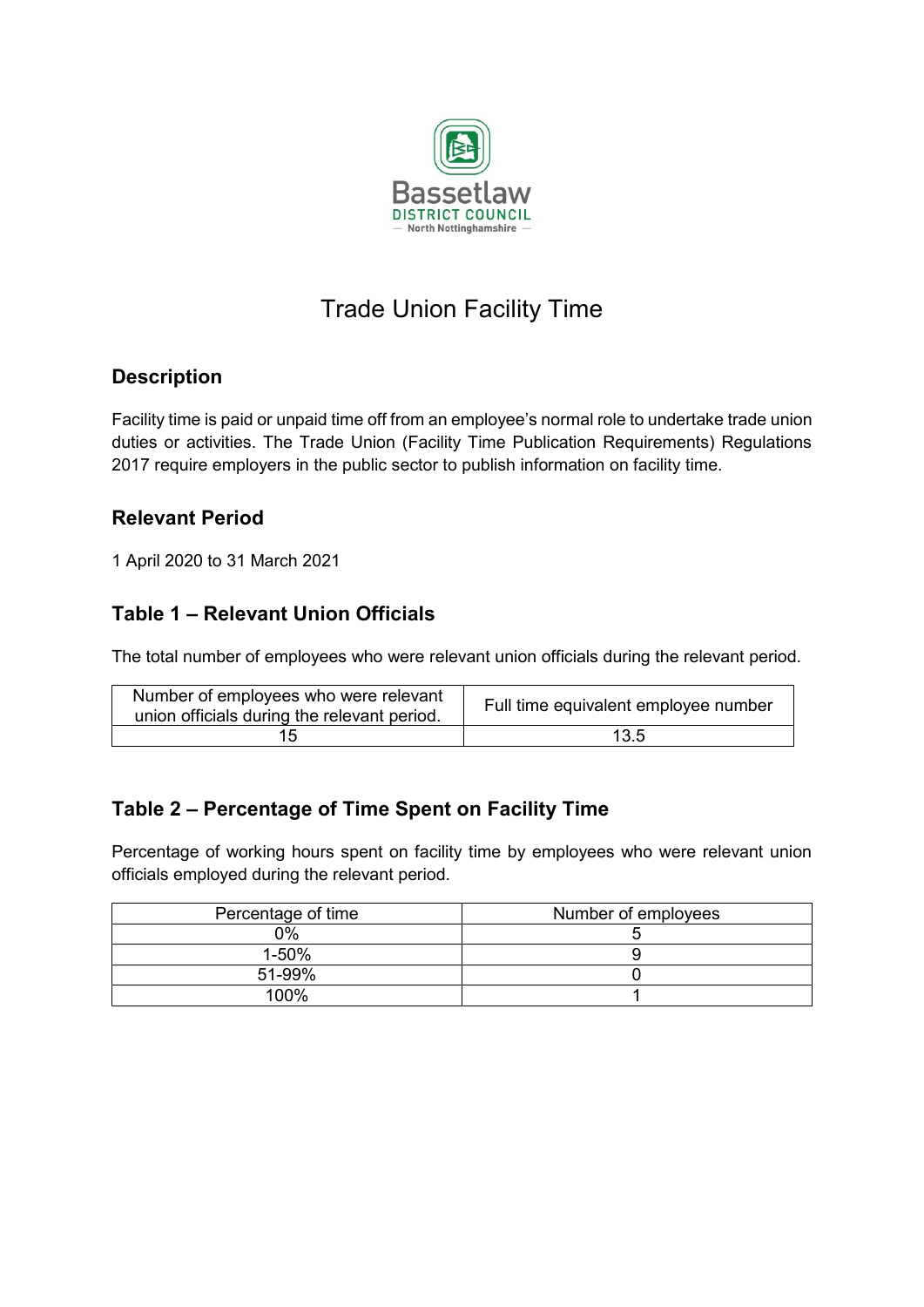Bassetlaw DISTRICT COUNCIL — North Nottinghamshire —

# Trade Union Facility Time

## Description

Facility time is paid or unpaid time off from an employee's normal role to undertake trade union duties or activities. The Trade Union (Facility Time Publication Requirements) Regulations 2017 require employers in the public sector to publish information on facility time.

## Relevant Period

1 April 2020 to 31 March 2021

## Table 1 – Relevant Union Officials

The total number of employees who were relevant union officials during the relevant period.

| Number of employees who were relevant union officials during the relevant period. | Full time equivalent employee number |
|---|---|
| 15 | 13.5 |

## Table 2 – Percentage of Time Spent on Facility Time

Percentage of working hours spent on facility time by employees who were relevant union officials employed during the relevant period.

| Percentage of time | Number of employees |
|---|---|
| 0% | 5 |
| 1-50% | 9 |
| 51-99% | 0 |
| 100% | 1 |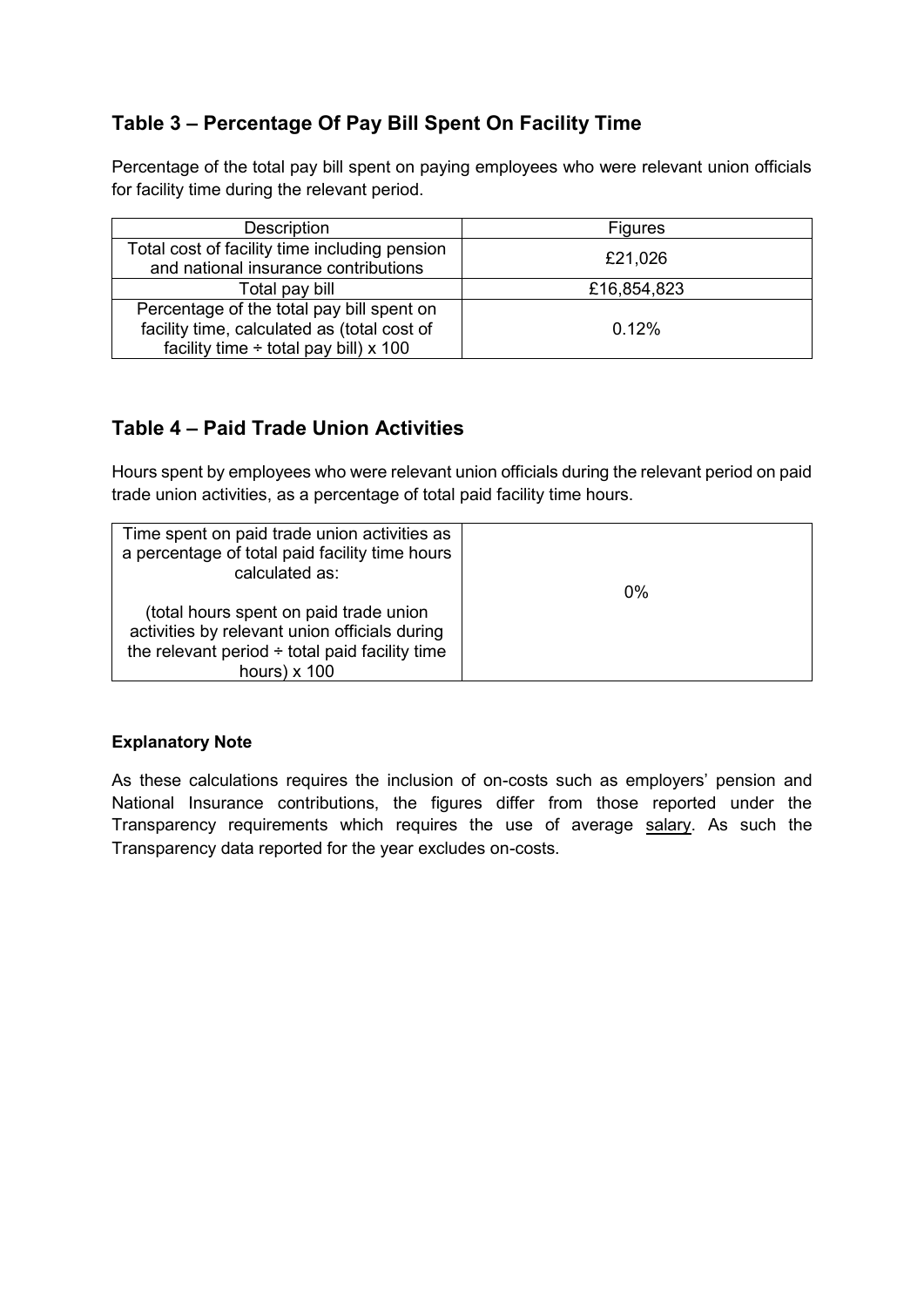## Table 3 – Percentage Of Pay Bill Spent On Facility Time

Percentage of the total pay bill spent on paying employees who were relevant union officials for facility time during the relevant period.

| Description | Figures |
|---|---|
| Total cost of facility time including pension and national insurance contributions | £21,026 |
| Total pay bill | £16,854,823 |
| Percentage of the total pay bill spent on facility time, calculated as (total cost of facility time ÷ total pay bill) x 100 | 0.12% |

## Table 4 – Paid Trade Union Activities

Hours spent by employees who were relevant union officials during the relevant period on paid trade union activities, as a percentage of total paid facility time hours.

| | |
|---|---|
| Time spent on paid trade union activities as a percentage of total paid facility time hours calculated as:<br><br>(total hours spent on paid trade union activities by relevant union officials during the relevant period ÷ total paid facility time hours) x 100 | 0% |

**Explanatory Note**

As these calculations requires the inclusion of on-costs such as employers' pension and National Insurance contributions, the figures differ from those reported under the Transparency requirements which requires the use of average salary. As such the Transparency data reported for the year excludes on-costs.